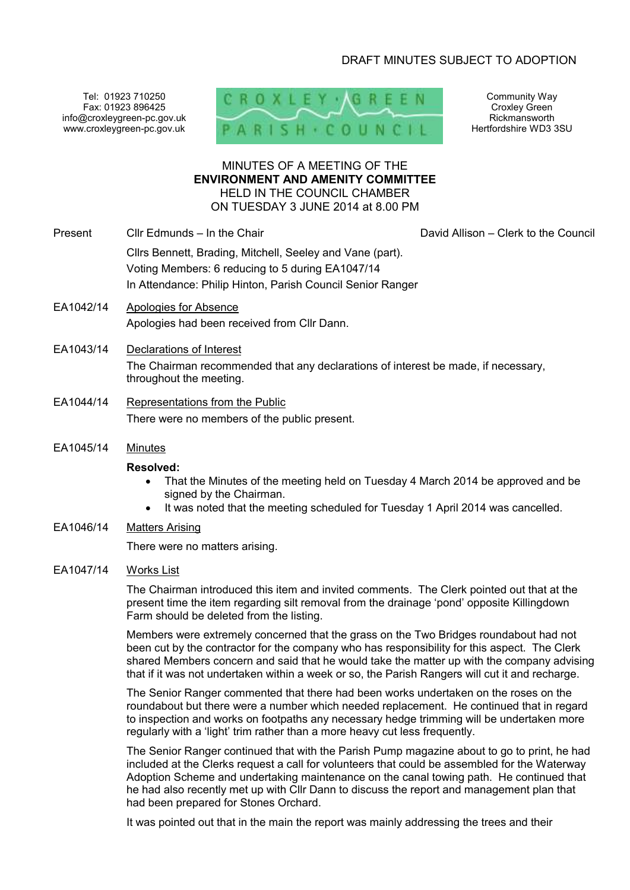DRAFT MINUTES SUBJECT TO ADOPTION

Tel: 01923 710250
Fax: 01923 896425
info@croxleygreen-pc.gov.uk
www.croxleygreen-pc.gov.uk

CROXLEY · GREEN
PARISH · COUNCIL

Community Way
Croxley Green
Rickmansworth
Hertfordshire WD3 3SU

MINUTES OF A MEETING OF THE
**ENVIRONMENT AND AMENITY COMMITTEE**
HELD IN THE COUNCIL CHAMBER
ON TUESDAY 3 JUNE 2014 at 8.00 PM

Present Cllr Edmunds – In the Chair David Allison – Clerk to the Council

Cllrs Bennett, Brading, Mitchell, Seeley and Vane (part).
Voting Members: 6 reducing to 5 during EA1047/14
In Attendance: Philip Hinton, Parish Council Senior Ranger

EA1042/14 Apologies for Absence

Apologies had been received from Cllr Dann.

EA1043/14 Declarations of Interest

The Chairman recommended that any declarations of interest be made, if necessary, throughout the meeting.

EA1044/14 Representations from the Public

There were no members of the public present.

EA1045/14 Minutes

**Resolved:**

- That the Minutes of the meeting held on Tuesday 4 March 2014 be approved and be signed by the Chairman.
- It was noted that the meeting scheduled for Tuesday 1 April 2014 was cancelled.

EA1046/14 Matters Arising

There were no matters arising.

EA1047/14 Works List

The Chairman introduced this item and invited comments. The Clerk pointed out that at the present time the item regarding silt removal from the drainage 'pond' opposite Killingdown Farm should be deleted from the listing.

Members were extremely concerned that the grass on the Two Bridges roundabout had not been cut by the contractor for the company who has responsibility for this aspect. The Clerk shared Members concern and said that he would take the matter up with the company advising that if it was not undertaken within a week or so, the Parish Rangers will cut it and recharge.

The Senior Ranger commented that there had been works undertaken on the roses on the roundabout but there were a number which needed replacement. He continued that in regard to inspection and works on footpaths any necessary hedge trimming will be undertaken more regularly with a 'light' trim rather than a more heavy cut less frequently.

The Senior Ranger continued that with the Parish Pump magazine about to go to print, he had included at the Clerks request a call for volunteers that could be assembled for the Waterway Adoption Scheme and undertaking maintenance on the canal towing path. He continued that he had also recently met up with Cllr Dann to discuss the report and management plan that had been prepared for Stones Orchard.

It was pointed out that in the main the report was mainly addressing the trees and their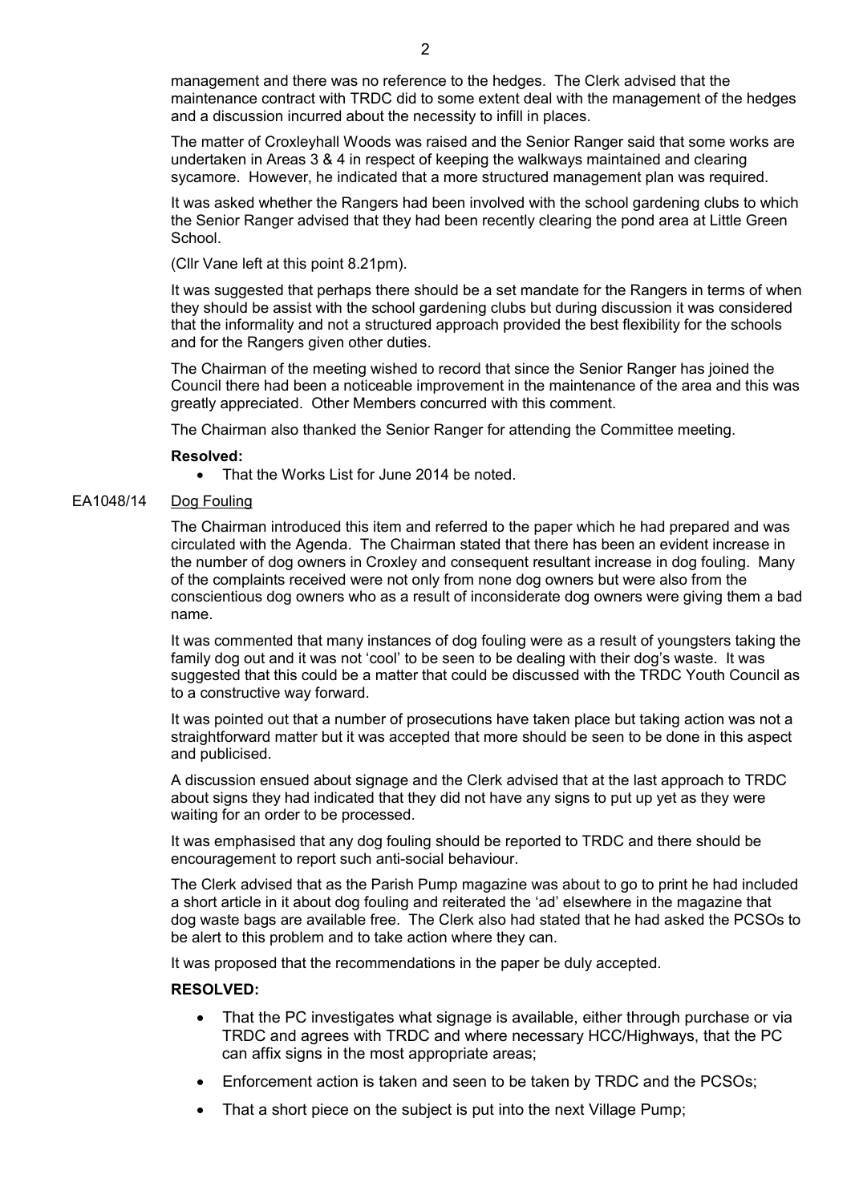management and there was no reference to the hedges. The Clerk advised that the maintenance contract with TRDC did to some extent deal with the management of the hedges and a discussion incurred about the necessity to infill in places.

The matter of Croxleyhall Woods was raised and the Senior Ranger said that some works are undertaken in Areas 3 & 4 in respect of keeping the walkways maintained and clearing sycamore. However, he indicated that a more structured management plan was required.

It was asked whether the Rangers had been involved with the school gardening clubs to which the Senior Ranger advised that they had been recently clearing the pond area at Little Green School.

(Cllr Vane left at this point 8.21pm).

It was suggested that perhaps there should be a set mandate for the Rangers in terms of when they should be assist with the school gardening clubs but during discussion it was considered that the informality and not a structured approach provided the best flexibility for the schools and for the Rangers given other duties.

The Chairman of the meeting wished to record that since the Senior Ranger has joined the Council there had been a noticeable improvement in the maintenance of the area and this was greatly appreciated. Other Members concurred with this comment.

The Chairman also thanked the Senior Ranger for attending the Committee meeting.

**Resolved:**

- That the Works List for June 2014 be noted.

EA1048/14 Dog Fouling

The Chairman introduced this item and referred to the paper which he had prepared and was circulated with the Agenda. The Chairman stated that there has been an evident increase in the number of dog owners in Croxley and consequent resultant increase in dog fouling. Many of the complaints received were not only from none dog owners but were also from the conscientious dog owners who as a result of inconsiderate dog owners were giving them a bad name.

It was commented that many instances of dog fouling were as a result of youngsters taking the family dog out and it was not 'cool' to be seen to be dealing with their dog's waste. It was suggested that this could be a matter that could be discussed with the TRDC Youth Council as to a constructive way forward.

It was pointed out that a number of prosecutions have taken place but taking action was not a straightforward matter but it was accepted that more should be seen to be done in this aspect and publicised.

A discussion ensued about signage and the Clerk advised that at the last approach to TRDC about signs they had indicated that they did not have any signs to put up yet as they were waiting for an order to be processed.

It was emphasised that any dog fouling should be reported to TRDC and there should be encouragement to report such anti-social behaviour.

The Clerk advised that as the Parish Pump magazine was about to go to print he had included a short article in it about dog fouling and reiterated the 'ad' elsewhere in the magazine that dog waste bags are available free. The Clerk also had stated that he had asked the PCSOs to be alert to this problem and to take action where they can.

It was proposed that the recommendations in the paper be duly accepted.

**RESOLVED:**

- That the PC investigates what signage is available, either through purchase or via TRDC and agrees with TRDC and where necessary HCC/Highways, that the PC can affix signs in the most appropriate areas;
- Enforcement action is taken and seen to be taken by TRDC and the PCSOs;
- That a short piece on the subject is put into the next Village Pump;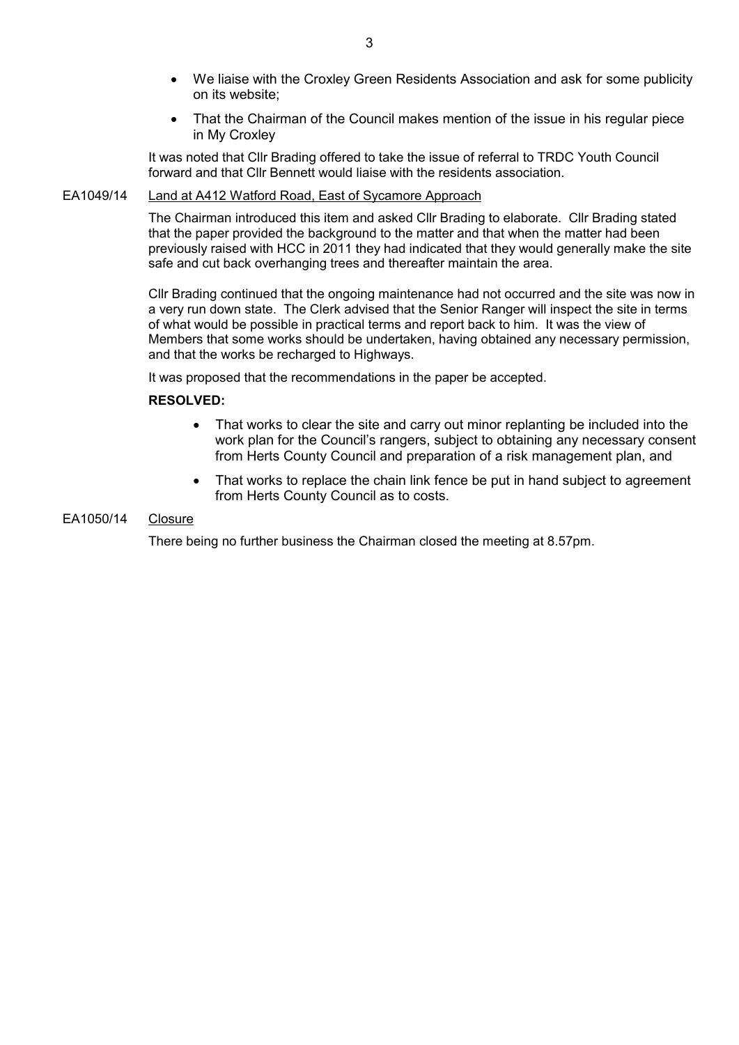- We liaise with the Croxley Green Residents Association and ask for some publicity on its website;
- That the Chairman of the Council makes mention of the issue in his regular piece in My Croxley

It was noted that Cllr Brading offered to take the issue of referral to TRDC Youth Council forward and that Cllr Bennett would liaise with the residents association.

EA1049/14 Land at A412 Watford Road, East of Sycamore Approach

The Chairman introduced this item and asked Cllr Brading to elaborate. Cllr Brading stated that the paper provided the background to the matter and that when the matter had been previously raised with HCC in 2011 they had indicated that they would generally make the site safe and cut back overhanging trees and thereafter maintain the area.

Cllr Brading continued that the ongoing maintenance had not occurred and the site was now in a very run down state. The Clerk advised that the Senior Ranger will inspect the site in terms of what would be possible in practical terms and report back to him. It was the view of Members that some works should be undertaken, having obtained any necessary permission, and that the works be recharged to Highways.

It was proposed that the recommendations in the paper be accepted.

**RESOLVED:**

- That works to clear the site and carry out minor replanting be included into the work plan for the Council's rangers, subject to obtaining any necessary consent from Herts County Council and preparation of a risk management plan, and
- That works to replace the chain link fence be put in hand subject to agreement from Herts County Council as to costs.

EA1050/14 Closure

There being no further business the Chairman closed the meeting at 8.57pm.